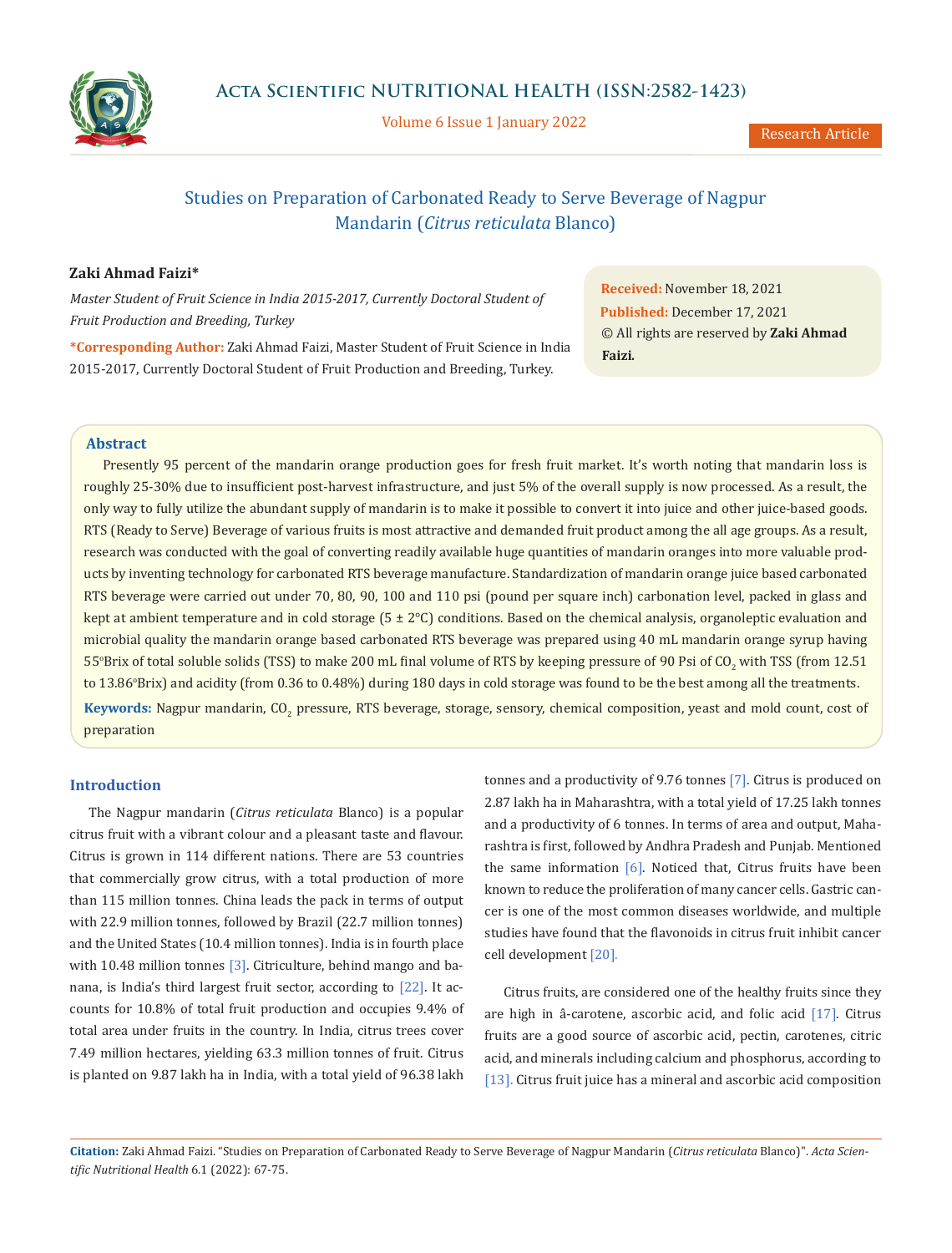# Studies on Preparation of Carbonated Ready to Serve Beverage of Nagpur Mandarin (*Citrus reticulata* Blanco)

**Zaki Ahmad Faizi***

*Master Student of Fruit Science in India 2015-2017, Currently Doctoral Student of Fruit Production and Breeding, Turkey*

***Corresponding Author:** Zaki Ahmad Faizi, Master Student of Fruit Science in India 2015-2017, Currently Doctoral Student of Fruit Production and Breeding, Turkey.

**Received:** November 18, 2021
**Published:** December 17, 2021
© All rights are reserved by **Zaki Ahmad Faizi.**

## Abstract

Presently 95 percent of the mandarin orange production goes for fresh fruit market. It's worth noting that mandarin loss is roughly 25-30% due to insufficient post-harvest infrastructure, and just 5% of the overall supply is now processed. As a result, the only way to fully utilize the abundant supply of mandarin is to make it possible to convert it into juice and other juice-based goods. RTS (Ready to Serve) Beverage of various fruits is most attractive and demanded fruit product among the all age groups. As a result, research was conducted with the goal of converting readily available huge quantities of mandarin oranges into more valuable products by inventing technology for carbonated RTS beverage manufacture. Standardization of mandarin orange juice based carbonated RTS beverage were carried out under 70, 80, 90, 100 and 110 psi (pound per square inch) carbonation level, packed in glass and kept at ambient temperature and in cold storage (5 ± 2°C) conditions. Based on the chemical analysis, organoleptic evaluation and microbial quality the mandarin orange based carbonated RTS beverage was prepared using 40 mL mandarin orange syrup having 55°Brix of total soluble solids (TSS) to make 200 mL final volume of RTS by keeping pressure of 90 Psi of $CO_2$ with TSS (from 12.51 to 13.86°Brix) and acidity (from 0.36 to 0.48%) during 180 days in cold storage was found to be the best among all the treatments.

**Keywords:** Nagpur mandarin, $CO_2$ pressure, RTS beverage, storage, sensory, chemical composition, yeast and mold count, cost of preparation

## Introduction

The Nagpur mandarin (*Citrus reticulata* Blanco) is a popular citrus fruit with a vibrant colour and a pleasant taste and flavour. Citrus is grown in 114 different nations. There are 53 countries that commercially grow citrus, with a total production of more than 115 million tonnes. China leads the pack in terms of output with 22.9 million tonnes, followed by Brazil (22.7 million tonnes) and the United States (10.4 million tonnes). India is in fourth place with 10.48 million tonnes [3]. Citriculture, behind mango and banana, is India's third largest fruit sector, according to [22]. It accounts for 10.8% of total fruit production and occupies 9.4% of total area under fruits in the country. In India, citrus trees cover 7.49 million hectares, yielding 63.3 million tonnes of fruit. Citrus is planted on 9.87 lakh ha in India, with a total yield of 96.38 lakh tonnes and a productivity of 9.76 tonnes [7]. Citrus is produced on 2.87 lakh ha in Maharashtra, with a total yield of 17.25 lakh tonnes and a productivity of 6 tonnes. In terms of area and output, Maharashtra is first, followed by Andhra Pradesh and Punjab. Mentioned the same information [6]. Noticed that, Citrus fruits have been known to reduce the proliferation of many cancer cells. Gastric cancer is one of the most common diseases worldwide, and multiple studies have found that the flavonoids in citrus fruit inhibit cancer cell development [20].

Citrus fruits, are considered one of the healthy fruits since they are high in â-carotene, ascorbic acid, and folic acid [17]. Citrus fruits are a good source of ascorbic acid, pectin, carotenes, citric acid, and minerals including calcium and phosphorus, according to [13]. Citrus fruit juice has a mineral and ascorbic acid composition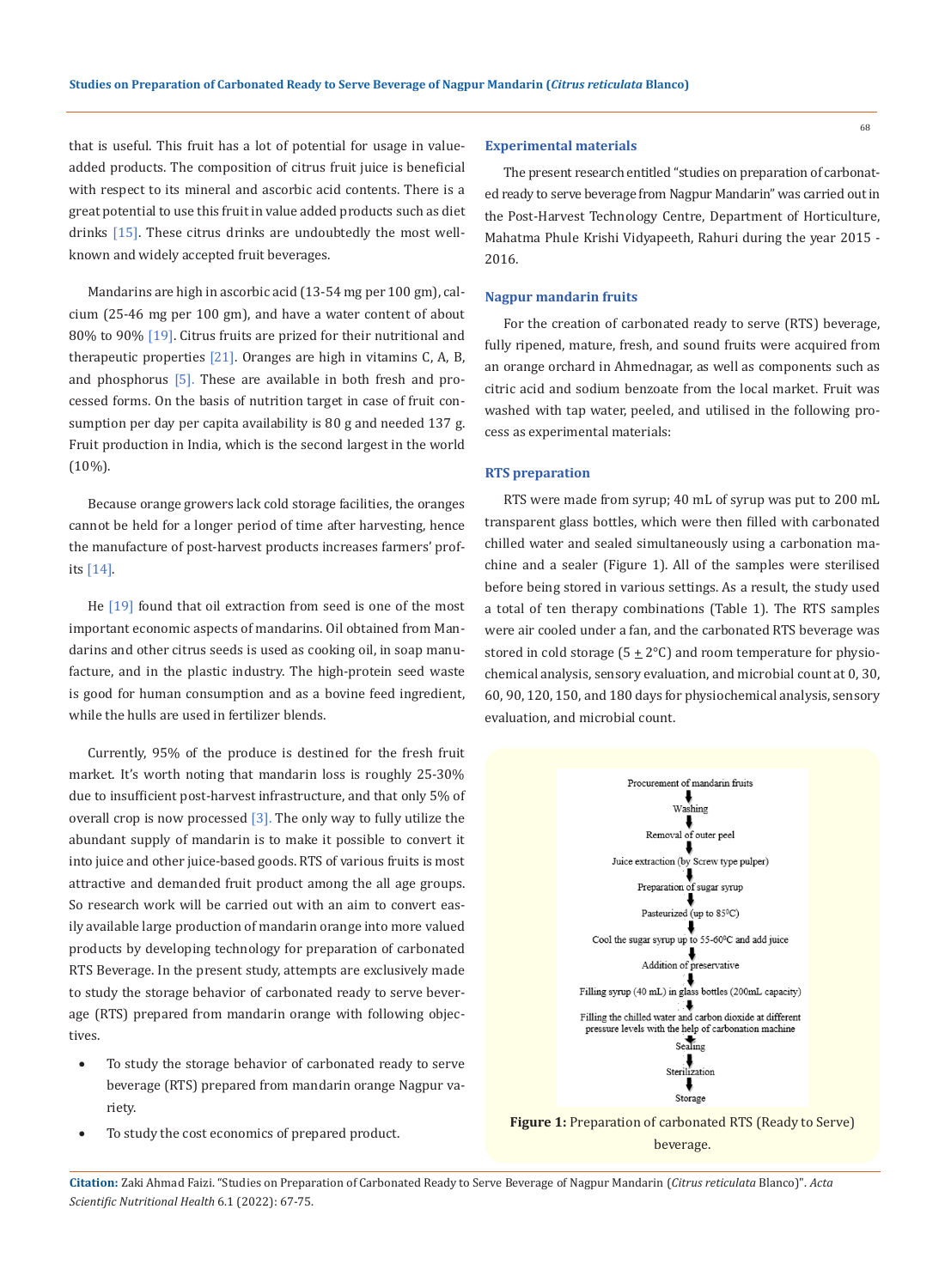that is useful. This fruit has a lot of potential for usage in value-added products. The composition of citrus fruit juice is beneficial with respect to its mineral and ascorbic acid contents. There is a great potential to use this fruit in value added products such as diet drinks [15]. These citrus drinks are undoubtedly the most well-known and widely accepted fruit beverages.

Mandarins are high in ascorbic acid (13-54 mg per 100 gm), calcium (25-46 mg per 100 gm), and have a water content of about 80% to 90% [19]. Citrus fruits are prized for their nutritional and therapeutic properties [21]. Oranges are high in vitamins C, A, B, and phosphorus [5]. These are available in both fresh and processed forms. On the basis of nutrition target in case of fruit consumption per day per capita availability is 80 g and needed 137 g. Fruit production in India, which is the second largest in the world (10%).

Because orange growers lack cold storage facilities, the oranges cannot be held for a longer period of time after harvesting, hence the manufacture of post-harvest products increases farmers' profits [14].

He [19] found that oil extraction from seed is one of the most important economic aspects of mandarins. Oil obtained from Mandarins and other citrus seeds is used as cooking oil, in soap manufacture, and in the plastic industry. The high-protein seed waste is good for human consumption and as a bovine feed ingredient, while the hulls are used in fertilizer blends.

Currently, 95% of the produce is destined for the fresh fruit market. It's worth noting that mandarin loss is roughly 25-30% due to insufficient post-harvest infrastructure, and that only 5% of overall crop is now processed [3]. The only way to fully utilize the abundant supply of mandarin is to make it possible to convert it into juice and other juice-based goods. RTS of various fruits is most attractive and demanded fruit product among the all age groups. So research work will be carried out with an aim to convert easily available large production of mandarin orange into more valued products by developing technology for preparation of carbonated RTS Beverage. In the present study, attempts are exclusively made to study the storage behavior of carbonated ready to serve beverage (RTS) prepared from mandarin orange with following objectives.

- To study the storage behavior of carbonated ready to serve beverage (RTS) prepared from mandarin orange Nagpur variety.
- To study the cost economics of prepared product.

## Experimental materials

The present research entitled "studies on preparation of carbonated ready to serve beverage from Nagpur Mandarin" was carried out in the Post-Harvest Technology Centre, Department of Horticulture, Mahatma Phule Krishi Vidyapeeth, Rahuri during the year 2015 - 2016.

## Nagpur mandarin fruits

For the creation of carbonated ready to serve (RTS) beverage, fully ripened, mature, fresh, and sound fruits were acquired from an orange orchard in Ahmednagar, as well as components such as citric acid and sodium benzoate from the local market. Fruit was washed with tap water, peeled, and utilised in the following process as experimental materials:

## RTS preparation

RTS were made from syrup; 40 mL of syrup was put to 200 mL transparent glass bottles, which were then filled with carbonated chilled water and sealed simultaneously using a carbonation machine and a sealer (Figure 1). All of the samples were sterilised before being stored in various settings. As a result, the study used a total of ten therapy combinations (Table 1). The RTS samples were air cooled under a fan, and the carbonated RTS beverage was stored in cold storage (5 ± 2°C) and room temperature for physiochemical analysis, sensory evaluation, and microbial count at 0, 30, 60, 90, 120, 150, and 180 days for physiochemical analysis, sensory evaluation, and microbial count.

Procurement of mandarin fruits
↓
Washing
↓
Removal of outer peel
↓
Juice extraction (by Screw type pulper)
↓
Preparation of sugar syrup
↓
Pasteurized (up to 85°C)
↓
Cool the sugar syrup up to 55-60°C and add juice
↓
Addition of preservative
↓
Filling syrup (40 mL) in glass bottles (200mL capacity)
↓
Filling the chilled water and carbon dioxide at different pressure levels with the help of carbonation machine
↓
Sealing
↓
Sterilization
↓
Storage

**Figure 1:** Preparation of carbonated RTS (Ready to Serve) beverage.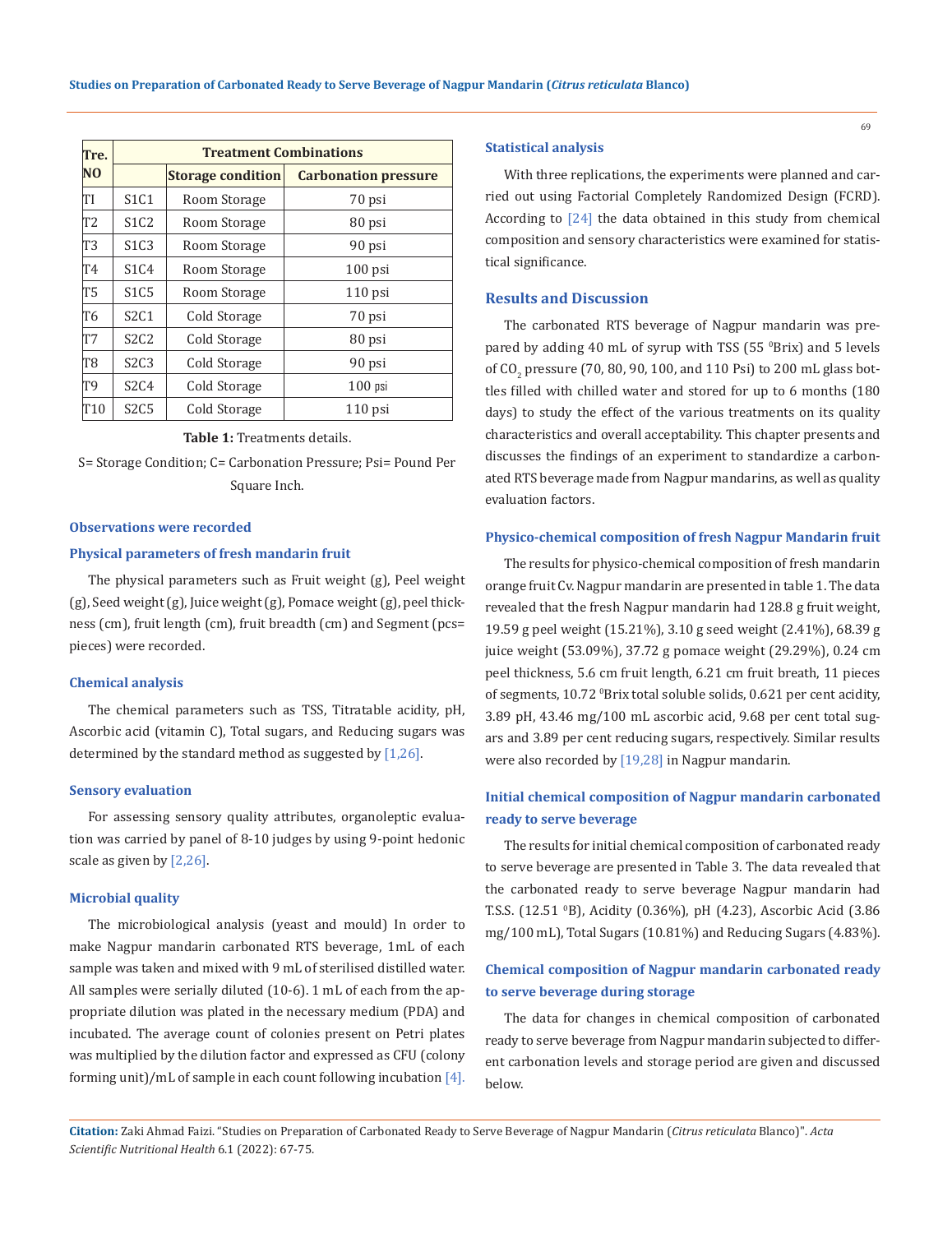| Tre. NO | Treatment Combinations | | |
|---|---|---|---|
| | | Storage condition | Carbonation pressure |
| TI | S1C1 | Room Storage | 70 psi |
| T2 | S1C2 | Room Storage | 80 psi |
| T3 | S1C3 | Room Storage | 90 psi |
| T4 | S1C4 | Room Storage | 100 psi |
| T5 | S1C5 | Room Storage | 110 psi |
| T6 | S2C1 | Cold Storage | 70 psi |
| T7 | S2C2 | Cold Storage | 80 psi |
| T8 | S2C3 | Cold Storage | 90 psi |
| T9 | S2C4 | Cold Storage | 100 psi |
| T10 | S2C5 | Cold Storage | 110 psi |

**Table 1:** Treatments details.

S= Storage Condition; C= Carbonation Pressure; Psi= Pound Per Square Inch.

#### Observations were recorded

#### Physical parameters of fresh mandarin fruit

The physical parameters such as Fruit weight (g), Peel weight (g), Seed weight (g), Juice weight (g), Pomace weight (g), peel thickness (cm), fruit length (cm), fruit breadth (cm) and Segment (pcs= pieces) were recorded.

#### Chemical analysis

The chemical parameters such as TSS, Titratable acidity, pH, Ascorbic acid (vitamin C), Total sugars, and Reducing sugars was determined by the standard method as suggested by [1,26].

#### Sensory evaluation

For assessing sensory quality attributes, organoleptic evaluation was carried by panel of 8-10 judges by using 9-point hedonic scale as given by [2,26].

#### Microbial quality

The microbiological analysis (yeast and mould) In order to make Nagpur mandarin carbonated RTS beverage, 1mL of each sample was taken and mixed with 9 mL of sterilised distilled water. All samples were serially diluted (10-6). 1 mL of each from the appropriate dilution was plated in the necessary medium (PDA) and incubated. The average count of colonies present on Petri plates was multiplied by the dilution factor and expressed as CFU (colony forming unit)/mL of sample in each count following incubation [4].

#### Statistical analysis

With three replications, the experiments were planned and carried out using Factorial Completely Randomized Design (FCRD). According to [24] the data obtained in this study from chemical composition and sensory characteristics were examined for statistical significance.

## Results and Discussion

The carbonated RTS beverage of Nagpur mandarin was prepared by adding 40 mL of syrup with TSS (55 $^0$Brix) and 5 levels of $CO_2$ pressure (70, 80, 90, 100, and 110 Psi) to 200 mL glass bottles filled with chilled water and stored for up to 6 months (180 days) to study the effect of the various treatments on its quality characteristics and overall acceptability. This chapter presents and discusses the findings of an experiment to standardize a carbonated RTS beverage made from Nagpur mandarins, as well as quality evaluation factors.

#### Physico-chemical composition of fresh Nagpur Mandarin fruit

The results for physico-chemical composition of fresh mandarin orange fruit Cv. Nagpur mandarin are presented in table 1. The data revealed that the fresh Nagpur mandarin had 128.8 g fruit weight, 19.59 g peel weight (15.21%), 3.10 g seed weight (2.41%), 68.39 g juice weight (53.09%), 37.72 g pomace weight (29.29%), 0.24 cm peel thickness, 5.6 cm fruit length, 6.21 cm fruit breath, 11 pieces of segments, 10.72 $^0$Brix total soluble solids, 0.621 per cent acidity, 3.89 pH, 43.46 mg/100 mL ascorbic acid, 9.68 per cent total sugars and 3.89 per cent reducing sugars, respectively. Similar results were also recorded by [19,28] in Nagpur mandarin.

#### Initial chemical composition of Nagpur mandarin carbonated ready to serve beverage

The results for initial chemical composition of carbonated ready to serve beverage are presented in Table 3. The data revealed that the carbonated ready to serve beverage Nagpur mandarin had T.S.S. (12.51 $^0$B), Acidity (0.36%), pH (4.23), Ascorbic Acid (3.86 mg/100 mL), Total Sugars (10.81%) and Reducing Sugars (4.83%).

#### Chemical composition of Nagpur mandarin carbonated ready to serve beverage during storage

The data for changes in chemical composition of carbonated ready to serve beverage from Nagpur mandarin subjected to different carbonation levels and storage period are given and discussed below.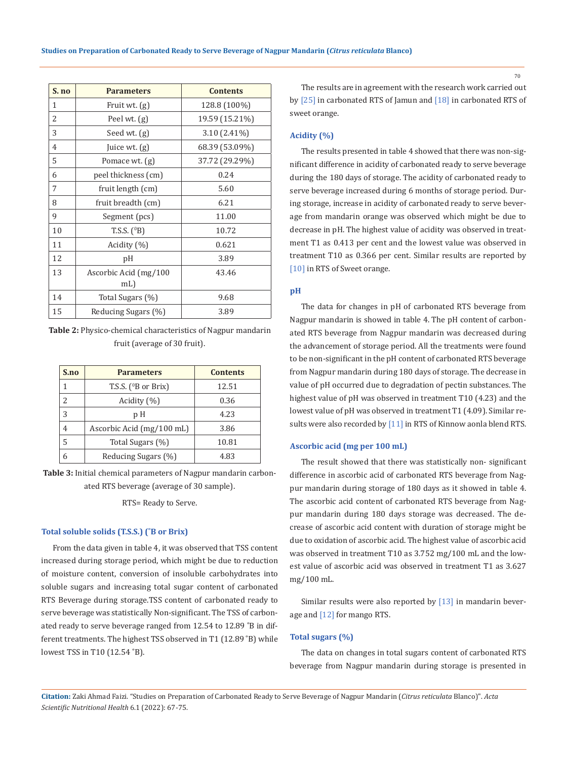| S. no | Parameters | Contents |
|---|---|---|
| 1 | Fruit wt. (g) | 128.8 (100%) |
| 2 | Peel wt. (g) | 19.59 (15.21%) |
| 3 | Seed wt. (g) | 3.10 (2.41%) |
| 4 | Juice wt. (g) | 68.39 (53.09%) |
| 5 | Pomace wt. (g) | 37.72 (29.29%) |
| 6 | peel thickness (cm) | 0.24 |
| 7 | fruit length (cm) | 5.60 |
| 8 | fruit breadth (cm) | 6.21 |
| 9 | Segment (pcs) | 11.00 |
| 10 | T.S.S. ($^0$B) | 10.72 |
| 11 | Acidity (%) | 0.621 |
| 12 | pH | 3.89 |
| 13 | Ascorbic Acid (mg/100 mL) | 43.46 |
| 14 | Total Sugars (%) | 9.68 |
| 15 | Reducing Sugars (%) | 3.89 |

**Table 2:** Physico-chemical characteristics of Nagpur mandarin fruit (average of 30 fruit).

| S.no | Parameters | Contents |
|---|---|---|
| 1 | T.S.S. ($^0$B or Brix) | 12.51 |
| 2 | Acidity (%) | 0.36 |
| 3 | p H | 4.23 |
| 4 | Ascorbic Acid (mg/100 mL) | 3.86 |
| 5 | Total Sugars (%) | 10.81 |
| 6 | Reducing Sugars (%) | 4.83 |

**Table 3:** Initial chemical parameters of Nagpur mandarin carbonated RTS beverage (average of 30 sample).

RTS= Ready to Serve.

### Total soluble solids (T.S.S.) (°B or Brix)

From the data given in table 4, it was observed that TSS content increased during storage period, which might be due to reduction of moisture content, conversion of insoluble carbohydrates into soluble sugars and increasing total sugar content of carbonated RTS Beverage during storage.TSS content of carbonated ready to serve beverage was statistically Non-significant. The TSS of carbonated ready to serve beverage ranged from 12.54 to 12.89 °B in different treatments. The highest TSS observed in T1 (12.89 °B) while lowest TSS in T10 (12.54 °B).

The results are in agreement with the research work carried out by [25] in carbonated RTS of Jamun and [18] in carbonated RTS of sweet orange.

### Acidity (%)

The results presented in table 4 showed that there was non-significant difference in acidity of carbonated ready to serve beverage during the 180 days of storage. The acidity of carbonated ready to serve beverage increased during 6 months of storage period. During storage, increase in acidity of carbonated ready to serve beverage from mandarin orange was observed which might be due to decrease in pH. The highest value of acidity was observed in treatment T1 as 0.413 per cent and the lowest value was observed in treatment T10 as 0.366 per cent. Similar results are reported by [10] in RTS of Sweet orange.

### pH

The data for changes in pH of carbonated RTS beverage from Nagpur mandarin is showed in table 4. The pH content of carbonated RTS beverage from Nagpur mandarin was decreased during the advancement of storage period. All the treatments were found to be non-significant in the pH content of carbonated RTS beverage from Nagpur mandarin during 180 days of storage. The decrease in value of pH occurred due to degradation of pectin substances. The highest value of pH was observed in treatment T10 (4.23) and the lowest value of pH was observed in treatment T1 (4.09). Similar results were also recorded by [11] in RTS of Kinnow aonla blend RTS.

### Ascorbic acid (mg per 100 mL)

The result showed that there was statistically non- significant difference in ascorbic acid of carbonated RTS beverage from Nagpur mandarin during storage of 180 days as it showed in table 4. The ascorbic acid content of carbonated RTS beverage from Nagpur mandarin during 180 days storage was decreased. The decrease of ascorbic acid content with duration of storage might be due to oxidation of ascorbic acid. The highest value of ascorbic acid was observed in treatment T10 as 3.752 mg/100 mL and the lowest value of ascorbic acid was observed in treatment T1 as 3.627 mg/100 mL.

Similar results were also reported by [13] in mandarin beverage and [12] for mango RTS.

### Total sugars (%)

The data on changes in total sugars content of carbonated RTS beverage from Nagpur mandarin during storage is presented in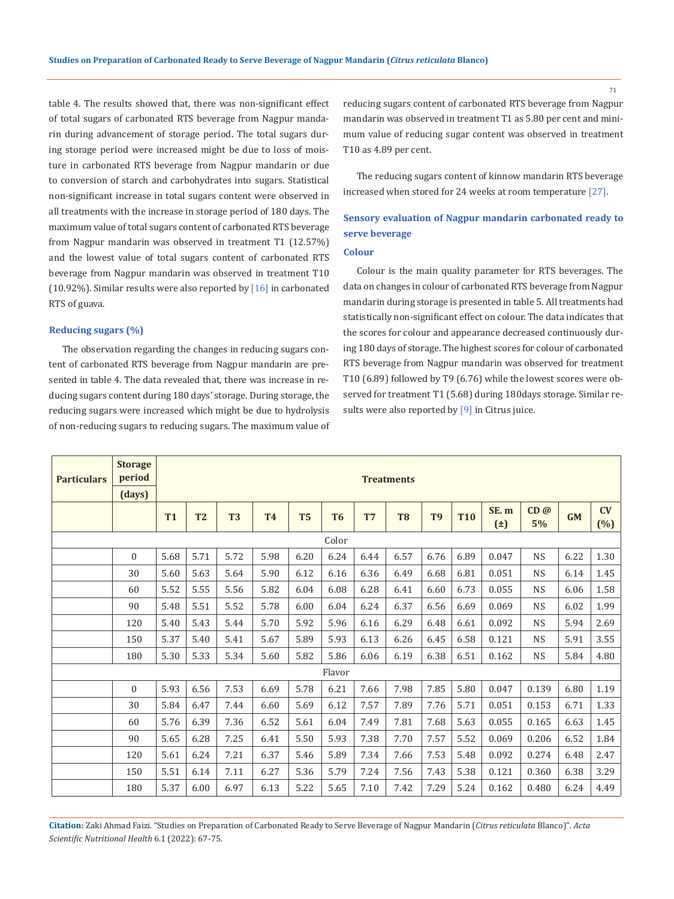table 4. The results showed that, there was non-significant effect of total sugars of carbonated RTS beverage from Nagpur mandarin during advancement of storage period. The total sugars during storage period were increased might be due to loss of moisture in carbonated RTS beverage from Nagpur mandarin or due to conversion of starch and carbohydrates into sugars. Statistical non-significant increase in total sugars content were observed in all treatments with the increase in storage period of 180 days. The maximum value of total sugars content of carbonated RTS beverage from Nagpur mandarin was observed in treatment T1 (12.57%) and the lowest value of total sugars content of carbonated RTS beverage from Nagpur mandarin was observed in treatment T10 (10.92%). Similar results were also reported by [16] in carbonated RTS of guava.

### Reducing sugars (%)

The observation regarding the changes in reducing sugars content of carbonated RTS beverage from Nagpur mandarin are presented in table 4. The data revealed that, there was increase in reducing sugars content during 180 days' storage. During storage, the reducing sugars were increased which might be due to hydrolysis of non-reducing sugars to reducing sugars. The maximum value of reducing sugars content of carbonated RTS beverage from Nagpur mandarin was observed in treatment T1 as 5.80 per cent and minimum value of reducing sugar content was observed in treatment T10 as 4.89 per cent.

The reducing sugars content of kinnow mandarin RTS beverage increased when stored for 24 weeks at room temperature [27].

## Sensory evaluation of Nagpur mandarin carbonated ready to serve beverage

### Colour

Colour is the main quality parameter for RTS beverages. The data on changes in colour of carbonated RTS beverage from Nagpur mandarin during storage is presented in table 5. All treatments had statistically non-significant effect on colour. The data indicates that the scores for colour and appearance decreased continuously during 180 days of storage. The highest scores for colour of carbonated RTS beverage from Nagpur mandarin was observed for treatment T10 (6.89) followed by T9 (6.76) while the lowest scores were observed for treatment T1 (5.68) during 180days storage. Similar results were also reported by [9] in Citrus juice.

| Particulars | Storage period (days) | Treatments | | | | | | | | | | | | | |
|---|---|---|---|---|---|---|---|---|---|---|---|---|---|---|---|
| | | T1 | T2 | T3 | T4 | T5 | T6 | T7 | T8 | T9 | T10 | SE. m (±) | CD @ 5% | GM | CV (%) |
| Color | | | | | | | | | | | | | | | |
| | 0 | 5.68 | 5.71 | 5.72 | 5.98 | 6.20 | 6.24 | 6.44 | 6.57 | 6.76 | 6.89 | 0.047 | NS | 6.22 | 1.30 |
| | 30 | 5.60 | 5.63 | 5.64 | 5.90 | 6.12 | 6.16 | 6.36 | 6.49 | 6.68 | 6.81 | 0.051 | NS | 6.14 | 1.45 |
| | 60 | 5.52 | 5.55 | 5.56 | 5.82 | 6.04 | 6.08 | 6.28 | 6.41 | 6.60 | 6.73 | 0.055 | NS | 6.06 | 1.58 |
| | 90 | 5.48 | 5.51 | 5.52 | 5.78 | 6.00 | 6.04 | 6.24 | 6.37 | 6.56 | 6.69 | 0.069 | NS | 6.02 | 1.99 |
| | 120 | 5.40 | 5.43 | 5.44 | 5.70 | 5.92 | 5.96 | 6.16 | 6.29 | 6.48 | 6.61 | 0.092 | NS | 5.94 | 2.69 |
| | 150 | 5.37 | 5.40 | 5.41 | 5.67 | 5.89 | 5.93 | 6.13 | 6.26 | 6.45 | 6.58 | 0.121 | NS | 5.91 | 3.55 |
| | 180 | 5.30 | 5.33 | 5.34 | 5.60 | 5.82 | 5.86 | 6.06 | 6.19 | 6.38 | 6.51 | 0.162 | NS | 5.84 | 4.80 |
| Flavor | | | | | | | | | | | | | | | |
| | 0 | 5.93 | 6.56 | 7.53 | 6.69 | 5.78 | 6.21 | 7.66 | 7.98 | 7.85 | 5.80 | 0.047 | 0.139 | 6.80 | 1.19 |
| | 30 | 5.84 | 6.47 | 7.44 | 6.60 | 5.69 | 6.12 | 7.57 | 7.89 | 7.76 | 5.71 | 0.051 | 0.153 | 6.71 | 1.33 |
| | 60 | 5.76 | 6.39 | 7.36 | 6.52 | 5.61 | 6.04 | 7.49 | 7.81 | 7.68 | 5.63 | 0.055 | 0.165 | 6.63 | 1.45 |
| | 90 | 5.65 | 6.28 | 7.25 | 6.41 | 5.50 | 5.93 | 7.38 | 7.70 | 7.57 | 5.52 | 0.069 | 0.206 | 6.52 | 1.84 |
| | 120 | 5.61 | 6.24 | 7.21 | 6.37 | 5.46 | 5.89 | 7.34 | 7.66 | 7.53 | 5.48 | 0.092 | 0.274 | 6.48 | 2.47 |
| | 150 | 5.51 | 6.14 | 7.11 | 6.27 | 5.36 | 5.79 | 7.24 | 7.56 | 7.43 | 5.38 | 0.121 | 0.360 | 6.38 | 3.29 |
| | 180 | 5.37 | 6.00 | 6.97 | 6.13 | 5.22 | 5.65 | 7.10 | 7.42 | 7.29 | 5.24 | 0.162 | 0.480 | 6.24 | 4.49 |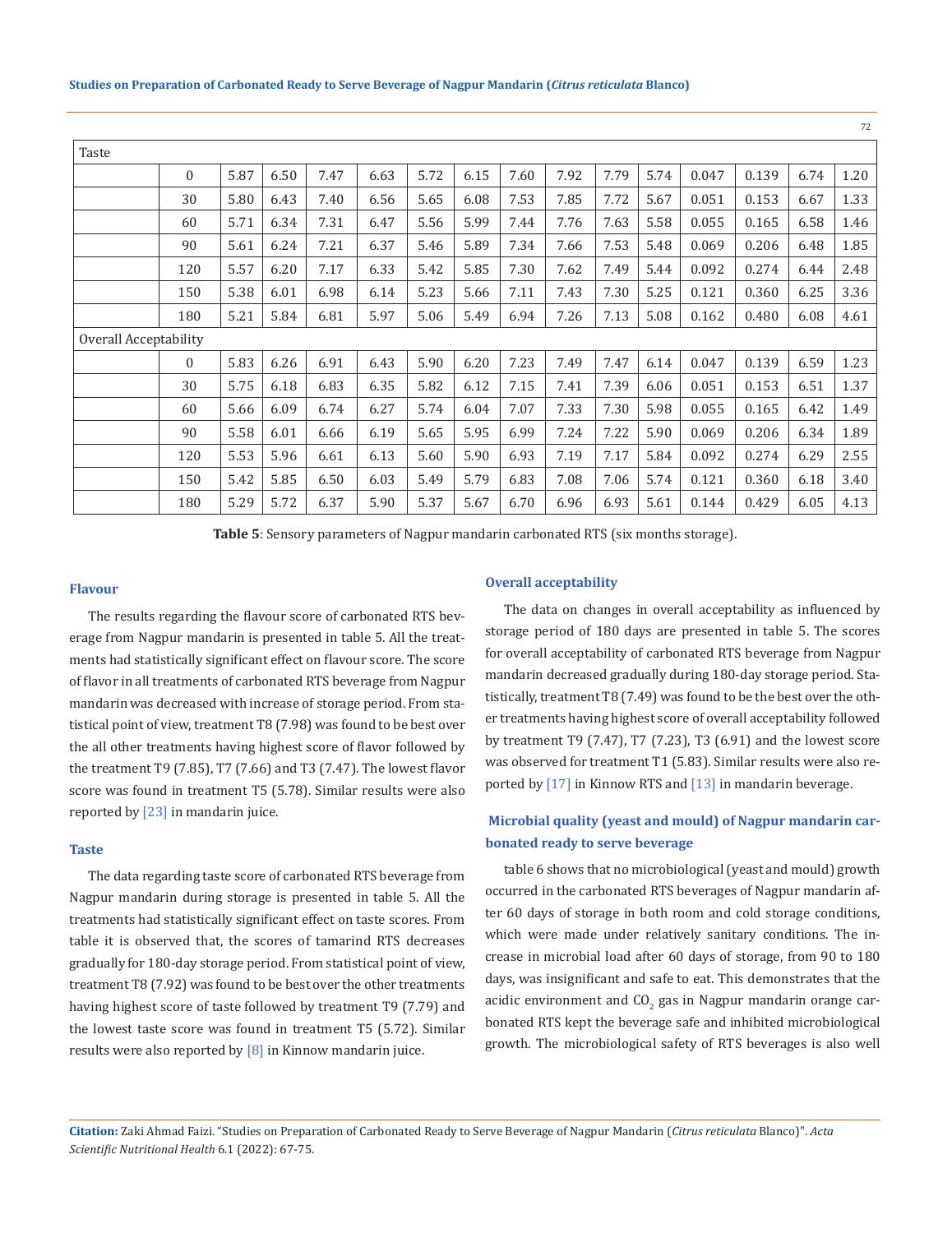| | | | | | | | | | | | | | | | |
|---|---|---|---|---|---|---|---|---|---|---|---|---|---|---|---|
| Taste | | | | | | | | | | | | | | | |
| | 0 | 5.87 | 6.50 | 7.47 | 6.63 | 5.72 | 6.15 | 7.60 | 7.92 | 7.79 | 5.74 | 0.047 | 0.139 | 6.74 | 1.20 |
| | 30 | 5.80 | 6.43 | 7.40 | 6.56 | 5.65 | 6.08 | 7.53 | 7.85 | 7.72 | 5.67 | 0.051 | 0.153 | 6.67 | 1.33 |
| | 60 | 5.71 | 6.34 | 7.31 | 6.47 | 5.56 | 5.99 | 7.44 | 7.76 | 7.63 | 5.58 | 0.055 | 0.165 | 6.58 | 1.46 |
| | 90 | 5.61 | 6.24 | 7.21 | 6.37 | 5.46 | 5.89 | 7.34 | 7.66 | 7.53 | 5.48 | 0.069 | 0.206 | 6.48 | 1.85 |
| | 120 | 5.57 | 6.20 | 7.17 | 6.33 | 5.42 | 5.85 | 7.30 | 7.62 | 7.49 | 5.44 | 0.092 | 0.274 | 6.44 | 2.48 |
| | 150 | 5.38 | 6.01 | 6.98 | 6.14 | 5.23 | 5.66 | 7.11 | 7.43 | 7.30 | 5.25 | 0.121 | 0.360 | 6.25 | 3.36 |
| | 180 | 5.21 | 5.84 | 6.81 | 5.97 | 5.06 | 5.49 | 6.94 | 7.26 | 7.13 | 5.08 | 0.162 | 0.480 | 6.08 | 4.61 |
| Overall Acceptability | | | | | | | | | | | | | | | |
| | 0 | 5.83 | 6.26 | 6.91 | 6.43 | 5.90 | 6.20 | 7.23 | 7.49 | 7.47 | 6.14 | 0.047 | 0.139 | 6.59 | 1.23 |
| | 30 | 5.75 | 6.18 | 6.83 | 6.35 | 5.82 | 6.12 | 7.15 | 7.41 | 7.39 | 6.06 | 0.051 | 0.153 | 6.51 | 1.37 |
| | 60 | 5.66 | 6.09 | 6.74 | 6.27 | 5.74 | 6.04 | 7.07 | 7.33 | 7.30 | 5.98 | 0.055 | 0.165 | 6.42 | 1.49 |
| | 90 | 5.58 | 6.01 | 6.66 | 6.19 | 5.65 | 5.95 | 6.99 | 7.24 | 7.22 | 5.90 | 0.069 | 0.206 | 6.34 | 1.89 |
| | 120 | 5.53 | 5.96 | 6.61 | 6.13 | 5.60 | 5.90 | 6.93 | 7.19 | 7.17 | 5.84 | 0.092 | 0.274 | 6.29 | 2.55 |
| | 150 | 5.42 | 5.85 | 6.50 | 6.03 | 5.49 | 5.79 | 6.83 | 7.08 | 7.06 | 5.74 | 0.121 | 0.360 | 6.18 | 3.40 |
| | 180 | 5.29 | 5.72 | 6.37 | 5.90 | 5.37 | 5.67 | 6.70 | 6.96 | 6.93 | 5.61 | 0.144 | 0.429 | 6.05 | 4.13 |

**Table 5**: Sensory parameters of Nagpur mandarin carbonated RTS (six months storage).

### Flavour

The results regarding the flavour score of carbonated RTS beverage from Nagpur mandarin is presented in table 5. All the treatments had statistically significant effect on flavour score. The score of flavor in all treatments of carbonated RTS beverage from Nagpur mandarin was decreased with increase of storage period. From statistical point of view, treatment T8 (7.98) was found to be best over the all other treatments having highest score of flavor followed by the treatment T9 (7.85), T7 (7.66) and T3 (7.47). The lowest flavor score was found in treatment T5 (5.78). Similar results were also reported by [23] in mandarin juice.

### Taste

The data regarding taste score of carbonated RTS beverage from Nagpur mandarin during storage is presented in table 5. All the treatments had statistically significant effect on taste scores. From table it is observed that, the scores of tamarind RTS decreases gradually for 180-day storage period. From statistical point of view, treatment T8 (7.92) was found to be best over the other treatments having highest score of taste followed by treatment T9 (7.79) and the lowest taste score was found in treatment T5 (5.72). Similar results were also reported by [8] in Kinnow mandarin juice.

### Overall acceptability

The data on changes in overall acceptability as influenced by storage period of 180 days are presented in table 5. The scores for overall acceptability of carbonated RTS beverage from Nagpur mandarin decreased gradually during 180-day storage period. Statistically, treatment T8 (7.49) was found to be the best over the other treatments having highest score of overall acceptability followed by treatment T9 (7.47), T7 (7.23), T3 (6.91) and the lowest score was observed for treatment T1 (5.83). Similar results were also reported by [17] in Kinnow RTS and [13] in mandarin beverage.

### Microbial quality (yeast and mould) of Nagpur mandarin carbonated ready to serve beverage

table 6 shows that no microbiological (yeast and mould) growth occurred in the carbonated RTS beverages of Nagpur mandarin after 60 days of storage in both room and cold storage conditions, which were made under relatively sanitary conditions. The increase in microbial load after 60 days of storage, from 90 to 180 days, was insignificant and safe to eat. This demonstrates that the acidic environment and $CO_2$ gas in Nagpur mandarin orange carbonated RTS kept the beverage safe and inhibited microbiological growth. The microbiological safety of RTS beverages is also well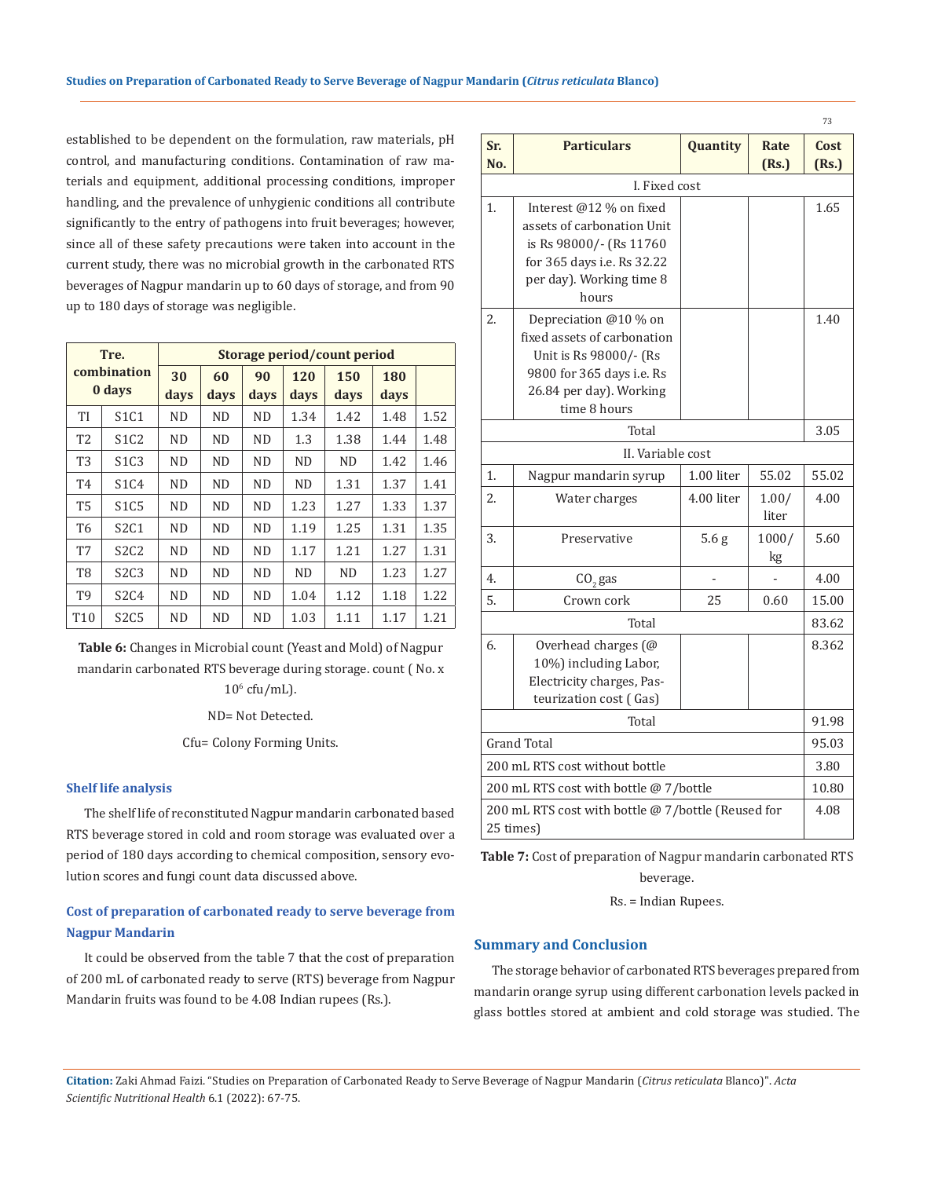established to be dependent on the formulation, raw materials, pH control, and manufacturing conditions. Contamination of raw materials and equipment, additional processing conditions, improper handling, and the prevalence of unhygienic conditions all contribute significantly to the entry of pathogens into fruit beverages; however, since all of these safety precautions were taken into account in the current study, there was no microbial growth in the carbonated RTS beverages of Nagpur mandarin up to 60 days of storage, and from 90 up to 180 days of storage was negligible.

| Tre. combination 0 days | | Storage period/count period | | | | | | |
|---|---|---|---|---|---|---|---|---|
| | | 30 days | 60 days | 90 days | 120 days | 150 days | 180 days | |
| TI | S1C1 | ND | ND | ND | 1.34 | 1.42 | 1.48 | 1.52 |
| T2 | S1C2 | ND | ND | ND | 1.3 | 1.38 | 1.44 | 1.48 |
| T3 | S1C3 | ND | ND | ND | ND | ND | 1.42 | 1.46 |
| T4 | S1C4 | ND | ND | ND | ND | 1.31 | 1.37 | 1.41 |
| T5 | S1C5 | ND | ND | ND | 1.23 | 1.27 | 1.33 | 1.37 |
| T6 | S2C1 | ND | ND | ND | 1.19 | 1.25 | 1.31 | 1.35 |
| T7 | S2C2 | ND | ND | ND | 1.17 | 1.21 | 1.27 | 1.31 |
| T8 | S2C3 | ND | ND | ND | ND | ND | 1.23 | 1.27 |
| T9 | S2C4 | ND | ND | ND | 1.04 | 1.12 | 1.18 | 1.22 |
| T10 | S2C5 | ND | ND | ND | 1.03 | 1.11 | 1.17 | 1.21 |

**Table 6:** Changes in Microbial count (Yeast and Mold) of Nagpur mandarin carbonated RTS beverage during storage. count ( No. x $10^6$ cfu/mL).

ND= Not Detected.

Cfu= Colony Forming Units.

### Shelf life analysis

The shelf life of reconstituted Nagpur mandarin carbonated based RTS beverage stored in cold and room storage was evaluated over a period of 180 days according to chemical composition, sensory evolution scores and fungi count data discussed above.

### Cost of preparation of carbonated ready to serve beverage from Nagpur Mandarin

It could be observed from the table 7 that the cost of preparation of 200 mL of carbonated ready to serve (RTS) beverage from Nagpur Mandarin fruits was found to be 4.08 Indian rupees (Rs.).

| Sr. No. | Particulars | Quantity | Rate (Rs.) | Cost (Rs.) |
|---|---|---|---|---|
| I. Fixed cost | | | | |
| 1. | Interest @12 % on fixed assets of carbonation Unit is Rs 98000/- (Rs 11760 for 365 days i.e. Rs 32.22 per day). Working time 8 hours | | | 1.65 |
| 2. | Depreciation @10 % on fixed assets of carbonation Unit is Rs 98000/- (Rs 9800 for 365 days i.e. Rs 26.84 per day). Working time 8 hours | | | 1.40 |
| Total | | | | 3.05 |
| II. Variable cost | | | | |
| 1. | Nagpur mandarin syrup | 1.00 liter | 55.02 | 55.02 |
| 2. | Water charges | 4.00 liter | 1.00/ liter | 4.00 |
| 3. | Preservative | 5.6 g | 1000/ kg | 5.60 |
| 4. | $CO_2$ gas | - | - | 4.00 |
| 5. | Crown cork | 25 | 0.60 | 15.00 |
| Total | | | | 83.62 |
| 6. | Overhead charges (@ 10%) including Labor, Electricity charges, Pasteurization cost ( Gas) | | | 8.362 |
| Total | | | | 91.98 |
| Grand Total | | | | 95.03 |
| 200 mL RTS cost without bottle | | | | 3.80 |
| 200 mL RTS cost with bottle @ 7/bottle | | | | 10.80 |
| 200 mL RTS cost with bottle @ 7/bottle (Reused for 25 times) | | | | 4.08 |

**Table 7:** Cost of preparation of Nagpur mandarin carbonated RTS beverage.

Rs. = Indian Rupees.

## Summary and Conclusion

The storage behavior of carbonated RTS beverages prepared from mandarin orange syrup using different carbonation levels packed in glass bottles stored at ambient and cold storage was studied. The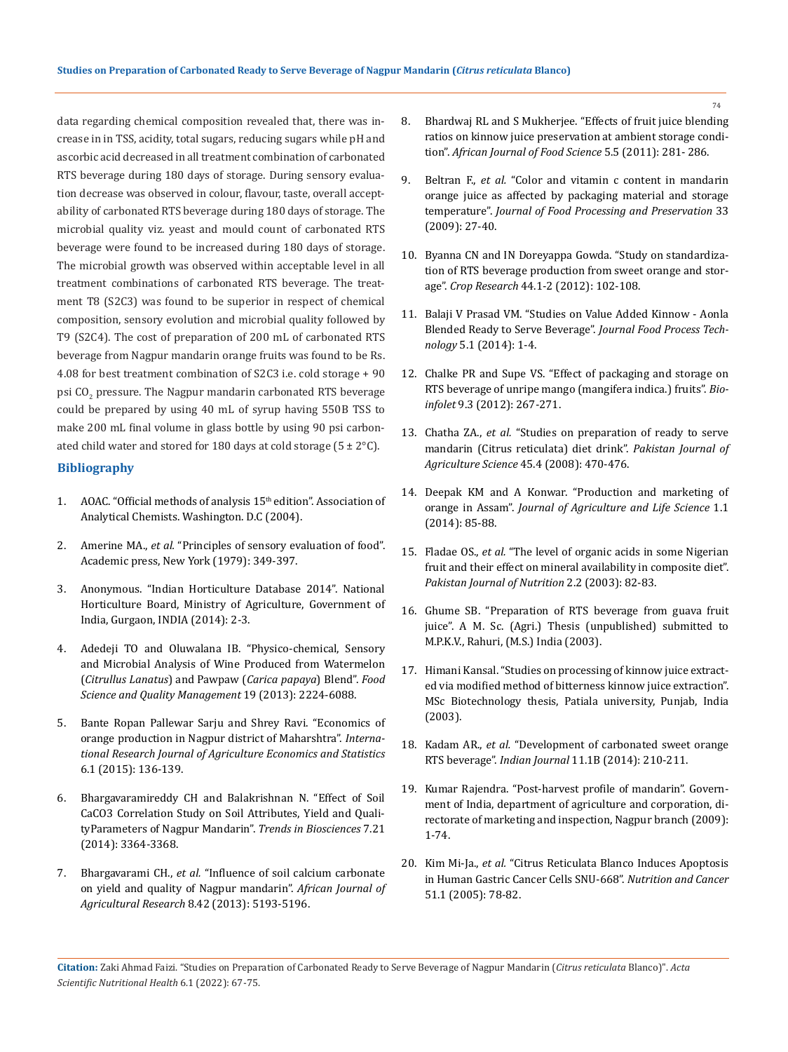data regarding chemical composition revealed that, there was increase in in TSS, acidity, total sugars, reducing sugars while pH and ascorbic acid decreased in all treatment combination of carbonated RTS beverage during 180 days of storage. During sensory evaluation decrease was observed in colour, flavour, taste, overall acceptability of carbonated RTS beverage during 180 days of storage. The microbial quality viz. yeast and mould count of carbonated RTS beverage were found to be increased during 180 days of storage. The microbial growth was observed within acceptable level in all treatment combinations of carbonated RTS beverage. The treatment T8 (S2C3) was found to be superior in respect of chemical composition, sensory evolution and microbial quality followed by T9 (S2C4). The cost of preparation of 200 mL of carbonated RTS beverage from Nagpur mandarin orange fruits was found to be Rs. 4.08 for best treatment combination of S2C3 i.e. cold storage + 90 psi $CO_2$ pressure. The Nagpur mandarin carbonated RTS beverage could be prepared by using 40 mL of syrup having 550B TSS to make 200 mL final volume in glass bottle by using 90 psi carbonated child water and stored for 180 days at cold storage (5 ± 2°C).

## Bibliography

1. AOAC. "Official methods of analysis 15th edition". Association of Analytical Chemists. Washington. D.C (2004).
2. Amerine MA., *et al.* "Principles of sensory evaluation of food". Academic press, New York (1979): 349-397.
3. Anonymous. "Indian Horticulture Database 2014". National Horticulture Board, Ministry of Agriculture, Government of India, Gurgaon, INDIA (2014): 2-3.
4. Adedeji TO and Oluwalana IB. "Physico-chemical, Sensory and Microbial Analysis of Wine Produced from Watermelon (*Citrullus Lanatus*) and Pawpaw (*Carica papaya*) Blend". *Food Science and Quality Management* 19 (2013): 2224-6088.
5. Bante Ropan Pallewar Sarju and Shrey Ravi. "Economics of orange production in Nagpur district of Maharshtra". *International Research Journal of Agriculture Economics and Statistics* 6.1 (2015): 136-139.
6. Bhargavaramireddy CH and Balakrishnan N. "Effect of Soil CaCO3 Correlation Study on Soil Attributes, Yield and QualityParameters of Nagpur Mandarin". *Trends in Biosciences* 7.21 (2014): 3364-3368.
7. Bhargavarami CH., *et al.* "Influence of soil calcium carbonate on yield and quality of Nagpur mandarin". *African Journal of Agricultural Research* 8.42 (2013): 5193-5196.
8. Bhardwaj RL and S Mukherjee. "Effects of fruit juice blending ratios on kinnow juice preservation at ambient storage condition". *African Journal of Food Science* 5.5 (2011): 281- 286.
9. Beltran F., *et al.* "Color and vitamin c content in mandarin orange juice as affected by packaging material and storage temperature". *Journal of Food Processing and Preservation* 33 (2009): 27-40.
10. Byanna CN and IN Doreyappa Gowda. "Study on standardization of RTS beverage production from sweet orange and storage". *Crop Research* 44.1-2 (2012): 102-108.
11. Balaji V Prasad VM. "Studies on Value Added Kinnow - Aonla Blended Ready to Serve Beverage". *Journal Food Process Technology* 5.1 (2014): 1-4.
12. Chalke PR and Supe VS. "Effect of packaging and storage on RTS beverage of unripe mango (mangifera indica.) fruits". *Bioinfolet* 9.3 (2012): 267-271.
13. Chatha ZA., *et al.* "Studies on preparation of ready to serve mandarin (Citrus reticulata) diet drink". *Pakistan Journal of Agriculture Science* 45.4 (2008): 470-476.
14. Deepak KM and A Konwar. "Production and marketing of orange in Assam". *Journal of Agriculture and Life Science* 1.1 (2014): 85-88.
15. Fladae OS., *et al.* "The level of organic acids in some Nigerian fruit and their effect on mineral availability in composite diet". *Pakistan Journal of Nutrition* 2.2 (2003): 82-83.
16. Ghume SB. "Preparation of RTS beverage from guava fruit juice". A M. Sc. (Agri.) Thesis (unpublished) submitted to M.P.K.V., Rahuri, (M.S.) India (2003).
17. Himani Kansal. "Studies on processing of kinnow juice extracted via modified method of bitterness kinnow juice extraction". MSc Biotechnology thesis, Patiala university, Punjab, India (2003).
18. Kadam AR., *et al.* "Development of carbonated sweet orange RTS beverage". *Indian Journal* 11.1B (2014): 210-211.
19. Kumar Rajendra. "Post-harvest profile of mandarin". Government of India, department of agriculture and corporation, directorate of marketing and inspection, Nagpur branch (2009): 1-74.
20. Kim Mi-Ja., *et al.* "Citrus Reticulata Blanco Induces Apoptosis in Human Gastric Cancer Cells SNU-668". *Nutrition and Cancer* 51.1 (2005): 78-82.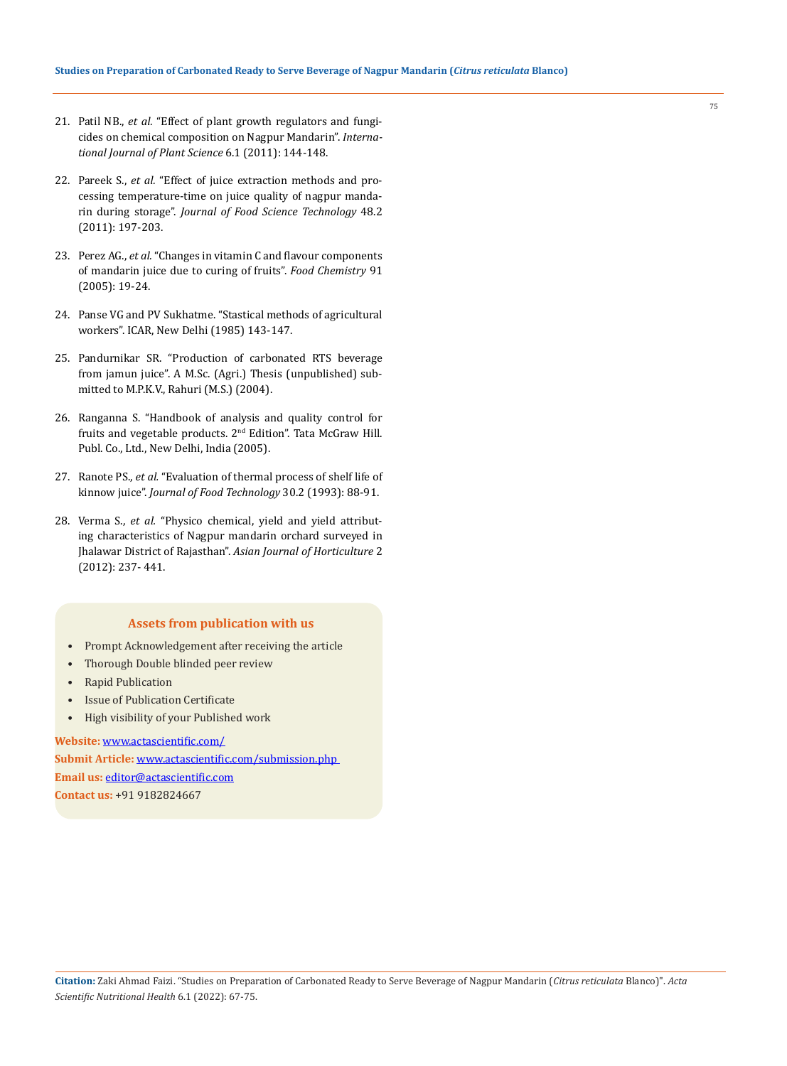21. Patil NB., *et al*. "Effect of plant growth regulators and fungicides on chemical composition on Nagpur Mandarin". *International Journal of Plant Science* 6.1 (2011): 144-148.

22. Pareek S., *et al*. "Effect of juice extraction methods and processing temperature-time on juice quality of nagpur mandarin during storage". *Journal of Food Science Technology* 48.2 (2011): 197-203.

23. Perez AG., *et al*. "Changes in vitamin C and flavour components of mandarin juice due to curing of fruits". *Food Chemistry* 91 (2005): 19-24.

24. Panse VG and PV Sukhatme. "Stastical methods of agricultural workers". ICAR, New Delhi (1985) 143-147.

25. Pandurnikar SR. "Production of carbonated RTS beverage from jamun juice". A M.Sc. (Agri.) Thesis (unpublished) submitted to M.P.K.V., Rahuri (M.S.) (2004).

26. Ranganna S. "Handbook of analysis and quality control for fruits and vegetable products. 2nd Edition". Tata McGraw Hill. Publ. Co., Ltd., New Delhi, India (2005).

27. Ranote PS., *et al*. "Evaluation of thermal process of shelf life of kinnow juice". *Journal of Food Technology* 30.2 (1993): 88-91.

28. Verma S., *et al*. "Physico chemical, yield and yield attributing characteristics of Nagpur mandarin orchard surveyed in Jhalawar District of Rajasthan". *Asian Journal of Horticulture* 2 (2012): 237- 441.

**Assets from publication with us**

- Prompt Acknowledgement after receiving the article
- Thorough Double blinded peer review
- Rapid Publication
- Issue of Publication Certificate
- High visibility of your Published work

**Website:** www.actascientific.com/
**Submit Article:** www.actascientific.com/submission.php
**Email us:** editor@actascientific.com
**Contact us:** +91 9182824667